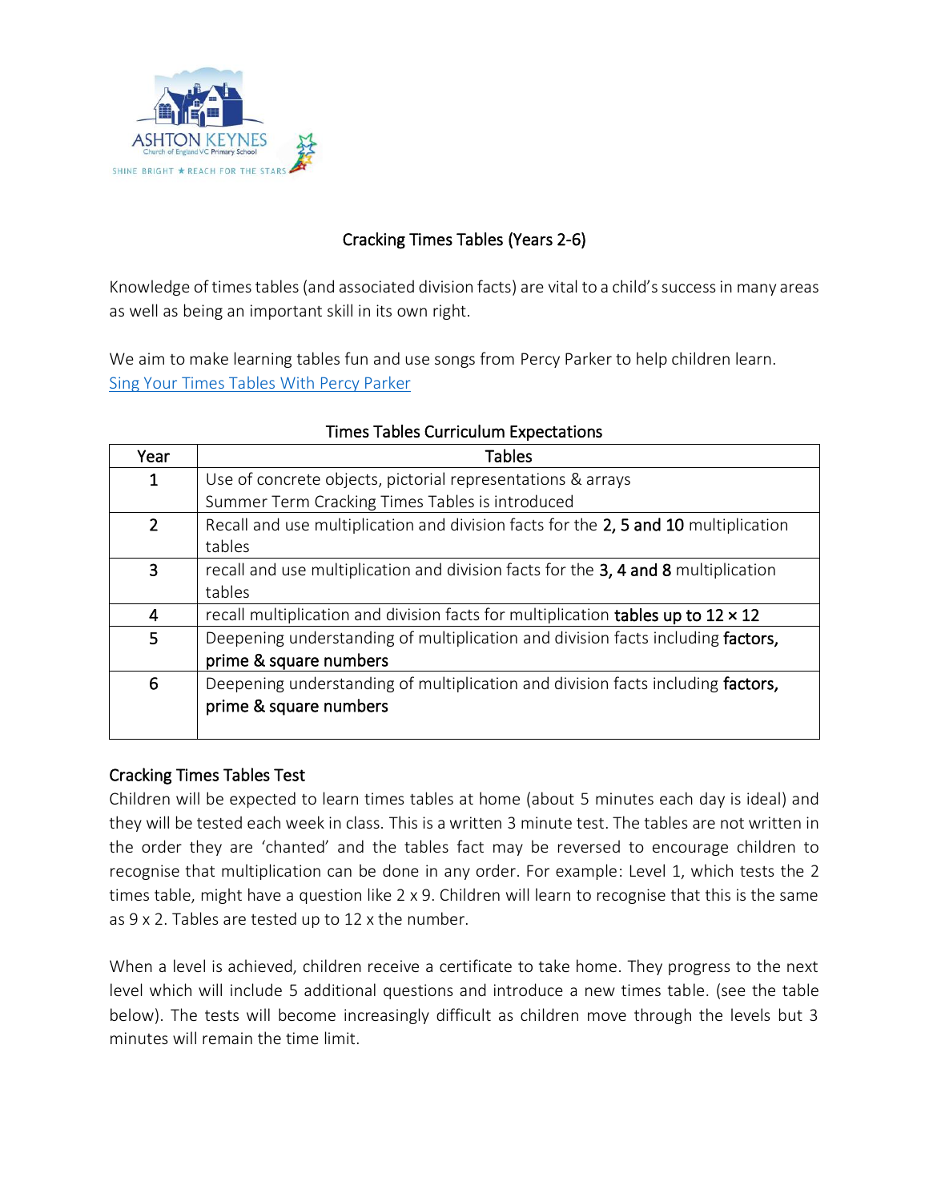## Cracking Times Tables (Years 2-6)

Knowledge of times tables (and associated division facts) are vital to a child's success in many areas as well as being an important skill in its own right.

We aim to make learning tables fun and use songs from Percy Parker to help children learn.
[Sing Your Times Tables With Percy Parker]

**Times Tables Curriculum Expectations**

| Year | Tables |
|---|---|
| 1 | Use of concrete objects, pictorial representations & arrays<br>Summer Term Cracking Times Tables is introduced |
| 2 | Recall and use multiplication and division facts for the **2, 5 and 10** multiplication tables |
| 3 | recall and use multiplication and division facts for the **3, 4 and 8** multiplication tables |
| 4 | recall multiplication and division facts for multiplication **tables up to 12 × 12** |
| 5 | Deepening understanding of multiplication and division facts including **factors, prime & square numbers** |
| 6 | Deepening understanding of multiplication and division facts including **factors, prime & square numbers** |

### Cracking Times Tables Test

Children will be expected to learn times tables at home (about 5 minutes each day is ideal) and they will be tested each week in class. This is a written 3 minute test. The tables are not written in the order they are 'chanted' and the tables fact may be reversed to encourage children to recognise that multiplication can be done in any order. For example: Level 1, which tests the 2 times table, might have a question like 2 x 9. Children will learn to recognise that this is the same as 9 x 2. Tables are tested up to 12 x the number.

When a level is achieved, children receive a certificate to take home. They progress to the next level which will include 5 additional questions and introduce a new times table. (see the table below). The tests will become increasingly difficult as children move through the levels but 3 minutes will remain the time limit.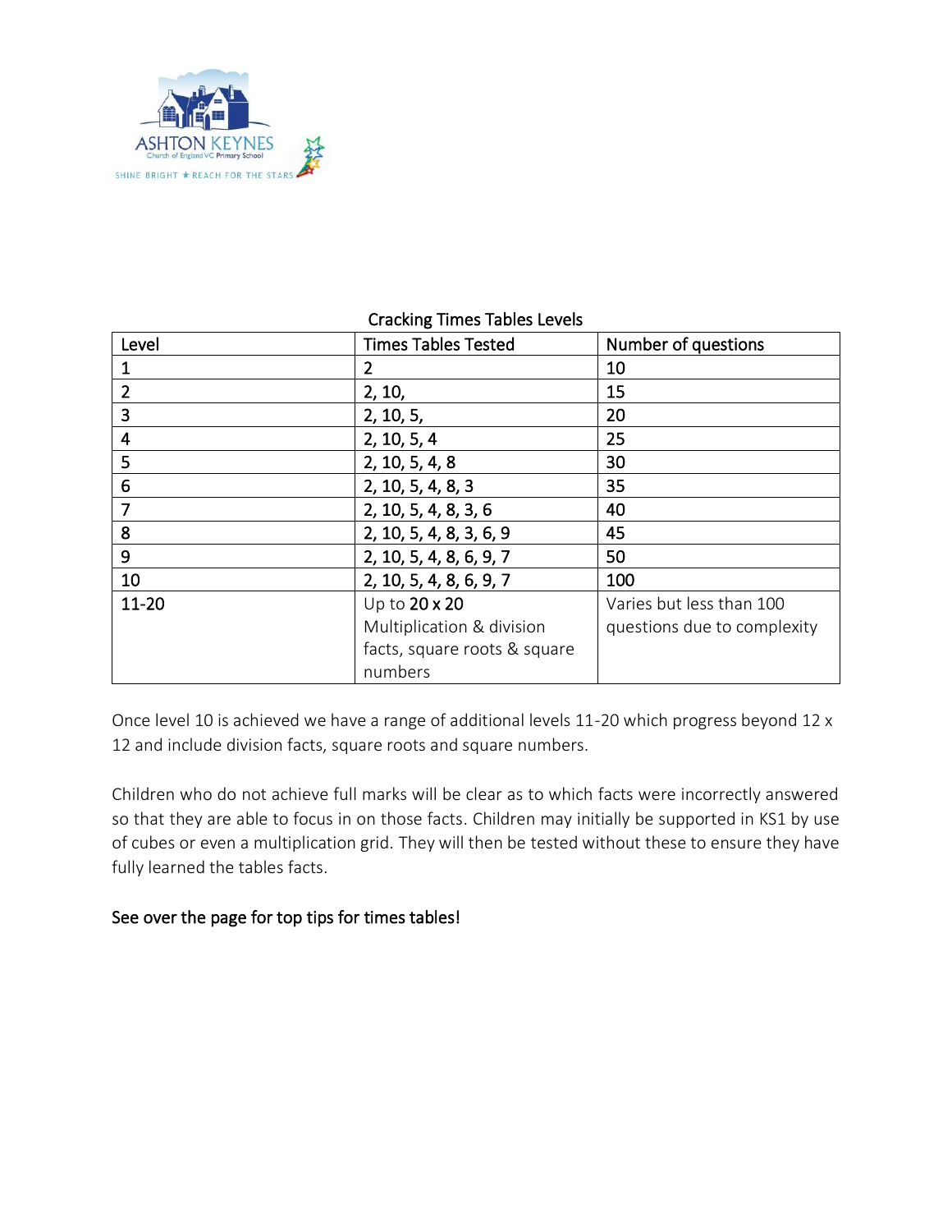## Cracking Times Tables Levels

| Level | Times Tables Tested | Number of questions |
|---|---|---|
| 1 | 2 | 10 |
| 2 | 2, 10, | 15 |
| 3 | 2, 10, 5, | 20 |
| 4 | 2, 10, 5, 4 | 25 |
| 5 | 2, 10, 5, 4, 8 | 30 |
| 6 | 2, 10, 5, 4, 8, 3 | 35 |
| 7 | 2, 10, 5, 4, 8, 3, 6 | 40 |
| 8 | 2, 10, 5, 4, 8, 3, 6, 9 | 45 |
| 9 | 2, 10, 5, 4, 8, 6, 9, 7 | 50 |
| 10 | 2, 10, 5, 4, 8, 6, 9, 7 | 100 |
| 11-20 | Up to 20 x 20 Multiplication & division facts, square roots & square numbers | Varies but less than 100 questions due to complexity |

Once level 10 is achieved we have a range of additional levels 11-20 which progress beyond 12 x 12 and include division facts, square roots and square numbers.

Children who do not achieve full marks will be clear as to which facts were incorrectly answered so that they are able to focus in on those facts. Children may initially be supported in KS1 by use of cubes or even a multiplication grid. They will then be tested without these to ensure they have fully learned the tables facts.

See over the page for top tips for times tables!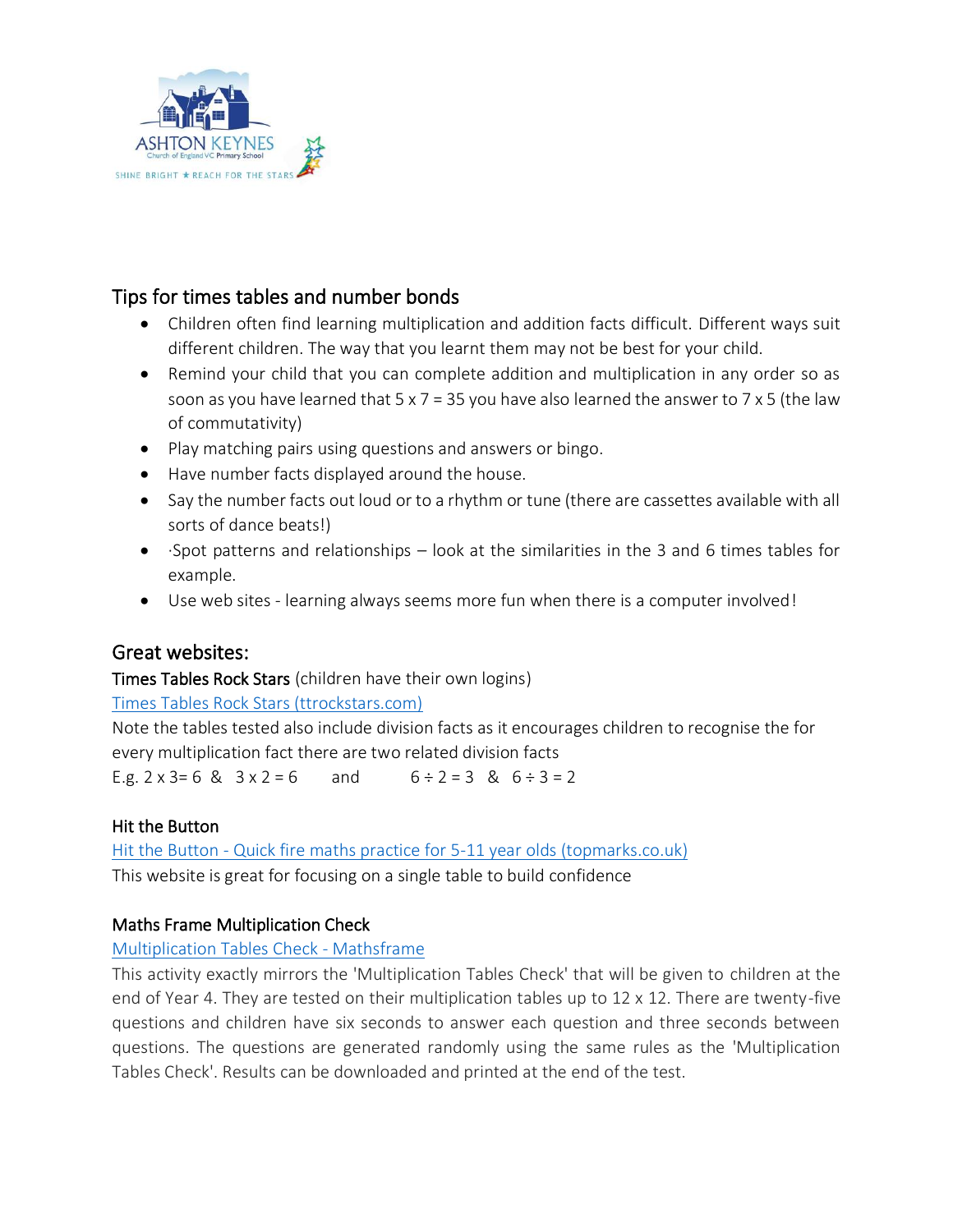## Tips for times tables and number bonds

- Children often find learning multiplication and addition facts difficult. Different ways suit different children. The way that you learnt them may not be best for your child.
- Remind your child that you can complete addition and multiplication in any order so as soon as you have learned that 5 x 7 = 35 you have also learned the answer to 7 x 5 (the law of commutativity)
- Play matching pairs using questions and answers or bingo.
- Have number facts displayed around the house.
- Say the number facts out loud or to a rhythm or tune (there are cassettes available with all sorts of dance beats!)
- ·Spot patterns and relationships – look at the similarities in the 3 and 6 times tables for example.
- Use web sites - learning always seems more fun when there is a computer involved!

## Great websites:

**Times Tables Rock Stars** (children have their own logins)

Times Tables Rock Stars (ttrockstars.com)

Note the tables tested also include division facts as it encourages children to recognise the for every multiplication fact there are two related division facts

E.g. 2 x 3= 6 & 3 x 2 = 6 and 6 ÷ 2 = 3 & 6 ÷ 3 = 2

**Hit the Button**

Hit the Button - Quick fire maths practice for 5-11 year olds (topmarks.co.uk)

This website is great for focusing on a single table to build confidence

**Maths Frame Multiplication Check**

Multiplication Tables Check - Mathsframe

This activity exactly mirrors the 'Multiplication Tables Check' that will be given to children at the end of Year 4. They are tested on their multiplication tables up to 12 x 12. There are twenty-five questions and children have six seconds to answer each question and three seconds between questions. The questions are generated randomly using the same rules as the 'Multiplication Tables Check'. Results can be downloaded and printed at the end of the test.